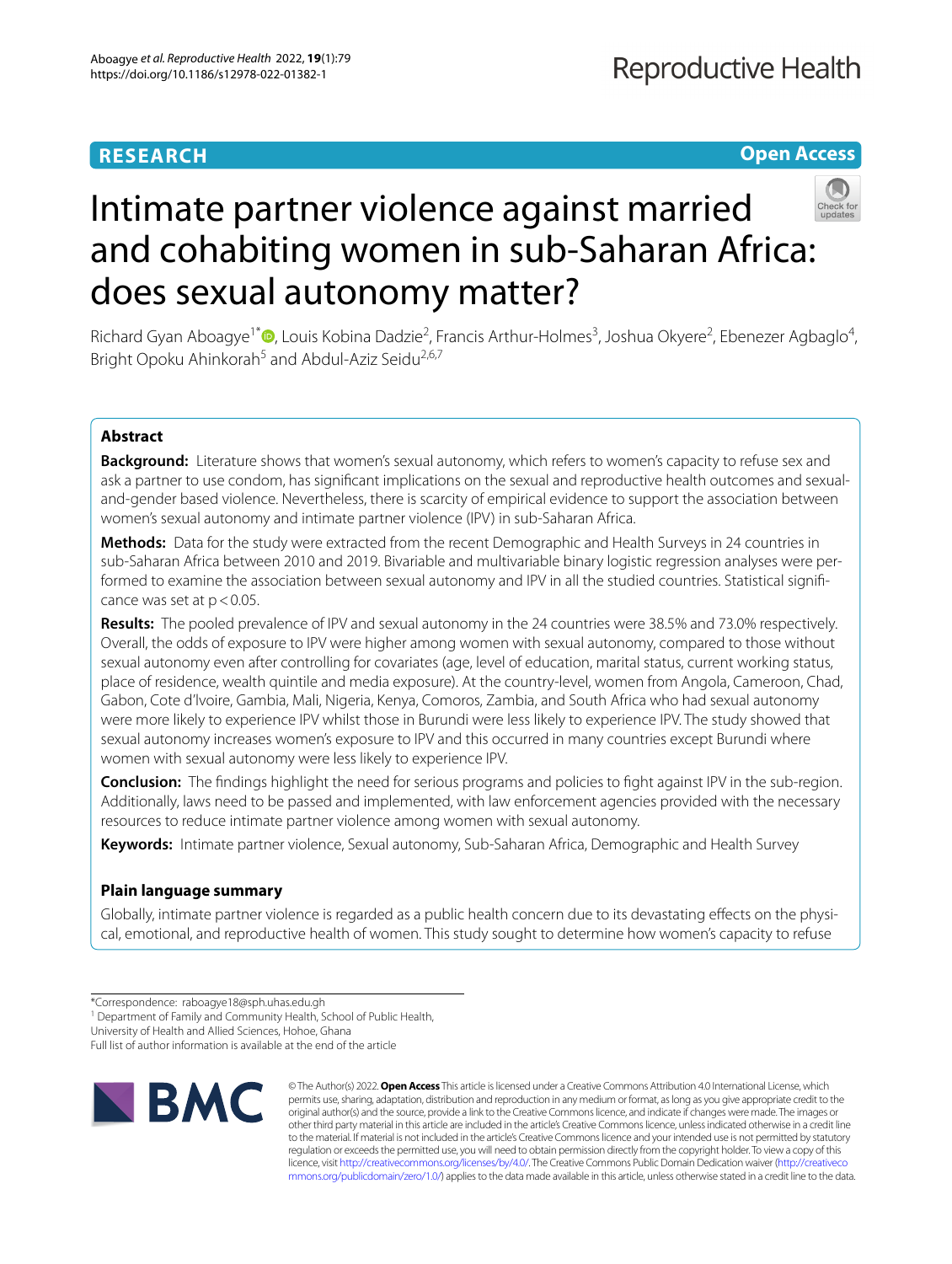RESEARCH

Open Access

# Intimate partner violence against married and cohabiting women in sub-Saharan Africa: does sexual autonomy matter?

Richard Gyan Aboagye[1*], Louis Kobina Dadzie[2], Francis Arthur-Holmes[3], Joshua Okyere[2], Ebenezer Agbaglo[4], Bright Opoku Ahinkorah[5] and Abdul-Aziz Seidu[2,6,7]

## Abstract

**Background:** Literature shows that women's sexual autonomy, which refers to women's capacity to refuse sex and ask a partner to use condom, has significant implications on the sexual and reproductive health outcomes and sexual-and-gender based violence. Nevertheless, there is scarcity of empirical evidence to support the association between women's sexual autonomy and intimate partner violence (IPV) in sub-Saharan Africa.

**Methods:** Data for the study were extracted from the recent Demographic and Health Surveys in 24 countries in sub-Saharan Africa between 2010 and 2019. Bivariable and multivariable binary logistic regression analyses were performed to examine the association between sexual autonomy and IPV in all the studied countries. Statistical significance was set at $p < 0.05$.

**Results:** The pooled prevalence of IPV and sexual autonomy in the 24 countries were 38.5% and 73.0% respectively. Overall, the odds of exposure to IPV were higher among women with sexual autonomy, compared to those without sexual autonomy even after controlling for covariates (age, level of education, marital status, current working status, place of residence, wealth quintile and media exposure). At the country-level, women from Angola, Cameroon, Chad, Gabon, Cote d'Ivoire, Gambia, Mali, Nigeria, Kenya, Comoros, Zambia, and South Africa who had sexual autonomy were more likely to experience IPV whilst those in Burundi were less likely to experience IPV. The study showed that sexual autonomy increases women's exposure to IPV and this occurred in many countries except Burundi where women with sexual autonomy were less likely to experience IPV.

**Conclusion:** The findings highlight the need for serious programs and policies to fight against IPV in the sub-region. Additionally, laws need to be passed and implemented, with law enforcement agencies provided with the necessary resources to reduce intimate partner violence among women with sexual autonomy.

**Keywords:** Intimate partner violence, Sexual autonomy, Sub-Saharan Africa, Demographic and Health Survey

## Plain language summary

Globally, intimate partner violence is regarded as a public health concern due to its devastating effects on the physical, emotional, and reproductive health of women. This study sought to determine how women's capacity to refuse

*Correspondence: raboagye18@sph.uhas.edu.gh
[1] Department of Family and Community Health, School of Public Health, University of Health and Allied Sciences, Hohoe, Ghana
Full list of author information is available at the end of the article

© The Author(s) 2022. **Open Access** This article is licensed under a Creative Commons Attribution 4.0 International License, which permits use, sharing, adaptation, distribution and reproduction in any medium or format, as long as you give appropriate credit to the original author(s) and the source, provide a link to the Creative Commons licence, and indicate if changes were made. The images or other third party material in this article are included in the article's Creative Commons licence, unless indicated otherwise in a credit line to the material. If material is not included in the article's Creative Commons licence and your intended use is not permitted by statutory regulation or exceeds the permitted use, you will need to obtain permission directly from the copyright holder. To view a copy of this licence, visit http://creativecommons.org/licenses/by/4.0/. The Creative Commons Public Domain Dedication waiver (http://creativecommons.org/publicdomain/zero/1.0/) applies to the data made available in this article, unless otherwise stated in a credit line to the data.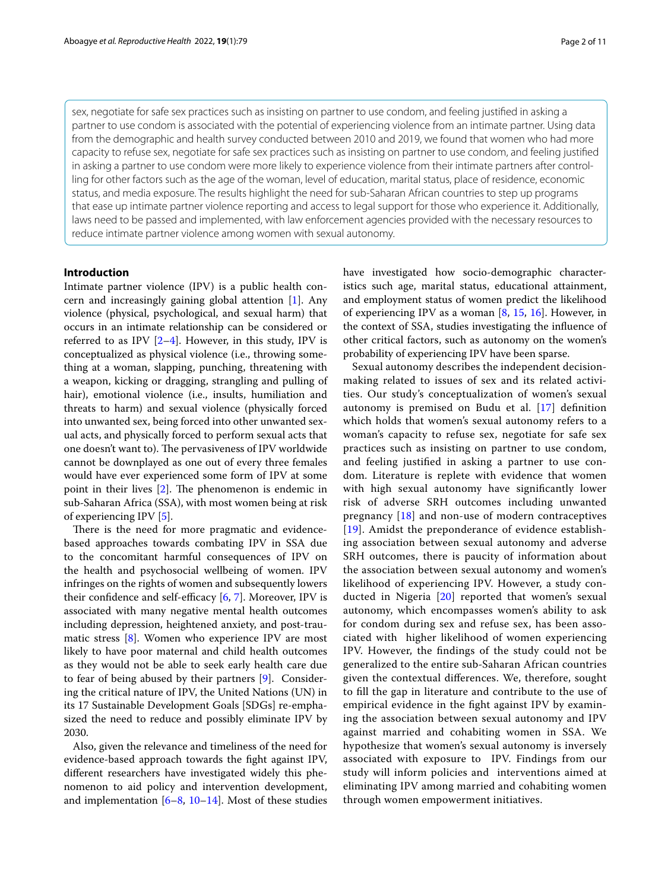sex, negotiate for safe sex practices such as insisting on partner to use condom, and feeling justified in asking a partner to use condom is associated with the potential of experiencing violence from an intimate partner. Using data from the demographic and health survey conducted between 2010 and 2019, we found that women who had more capacity to refuse sex, negotiate for safe sex practices such as insisting on partner to use condom, and feeling justified in asking a partner to use condom were more likely to experience violence from their intimate partners after controlling for other factors such as the age of the woman, level of education, marital status, place of residence, economic status, and media exposure. The results highlight the need for sub-Saharan African countries to step up programs that ease up intimate partner violence reporting and access to legal support for those who experience it. Additionally, laws need to be passed and implemented, with law enforcement agencies provided with the necessary resources to reduce intimate partner violence among women with sexual autonomy.

## Introduction

Intimate partner violence (IPV) is a public health concern and increasingly gaining global attention [1]. Any violence (physical, psychological, and sexual harm) that occurs in an intimate relationship can be considered or referred to as IPV [2–4]. However, in this study, IPV is conceptualized as physical violence (i.e., throwing something at a woman, slapping, punching, threatening with a weapon, kicking or dragging, strangling and pulling of hair), emotional violence (i.e., insults, humiliation and threats to harm) and sexual violence (physically forced into unwanted sex, being forced into other unwanted sexual acts, and physically forced to perform sexual acts that one doesn't want to). The pervasiveness of IPV worldwide cannot be downplayed as one out of every three females would have ever experienced some form of IPV at some point in their lives [2]. The phenomenon is endemic in sub-Saharan Africa (SSA), with most women being at risk of experiencing IPV [5].

There is the need for more pragmatic and evidence-based approaches towards combating IPV in SSA due to the concomitant harmful consequences of IPV on the health and psychosocial wellbeing of women. IPV infringes on the rights of women and subsequently lowers their confidence and self-efficacy [6, 7]. Moreover, IPV is associated with many negative mental health outcomes including depression, heightened anxiety, and post-traumatic stress [8]. Women who experience IPV are most likely to have poor maternal and child health outcomes as they would not be able to seek early health care due to fear of being abused by their partners [9]. Considering the critical nature of IPV, the United Nations (UN) in its 17 Sustainable Development Goals [SDGs] re-emphasized the need to reduce and possibly eliminate IPV by 2030.

Also, given the relevance and timeliness of the need for evidence-based approach towards the fight against IPV, different researchers have investigated widely this phenomenon to aid policy and intervention development, and implementation [6–8, 10–14]. Most of these studies have investigated how socio-demographic characteristics such age, marital status, educational attainment, and employment status of women predict the likelihood of experiencing IPV as a woman [8, 15, 16]. However, in the context of SSA, studies investigating the influence of other critical factors, such as autonomy on the women's probability of experiencing IPV have been sparse.

Sexual autonomy describes the independent decision-making related to issues of sex and its related activities. Our study's conceptualization of women's sexual autonomy is premised on Budu et al. [17] definition which holds that women's sexual autonomy refers to a woman's capacity to refuse sex, negotiate for safe sex practices such as insisting on partner to use condom, and feeling justified in asking a partner to use condom. Literature is replete with evidence that women with high sexual autonomy have significantly lower risk of adverse SRH outcomes including unwanted pregnancy [18] and non-use of modern contraceptives [19]. Amidst the preponderance of evidence establishing association between sexual autonomy and adverse SRH outcomes, there is paucity of information about the association between sexual autonomy and women's likelihood of experiencing IPV. However, a study conducted in Nigeria [20] reported that women's sexual autonomy, which encompasses women's ability to ask for condom during sex and refuse sex, has been associated with higher likelihood of women experiencing IPV. However, the findings of the study could not be generalized to the entire sub-Saharan African countries given the contextual differences. We, therefore, sought to fill the gap in literature and contribute to the use of empirical evidence in the fight against IPV by examining the association between sexual autonomy and IPV against married and cohabiting women in SSA. We hypothesize that women's sexual autonomy is inversely associated with exposure to IPV. Findings from our study will inform policies and interventions aimed at eliminating IPV among married and cohabiting women through women empowerment initiatives.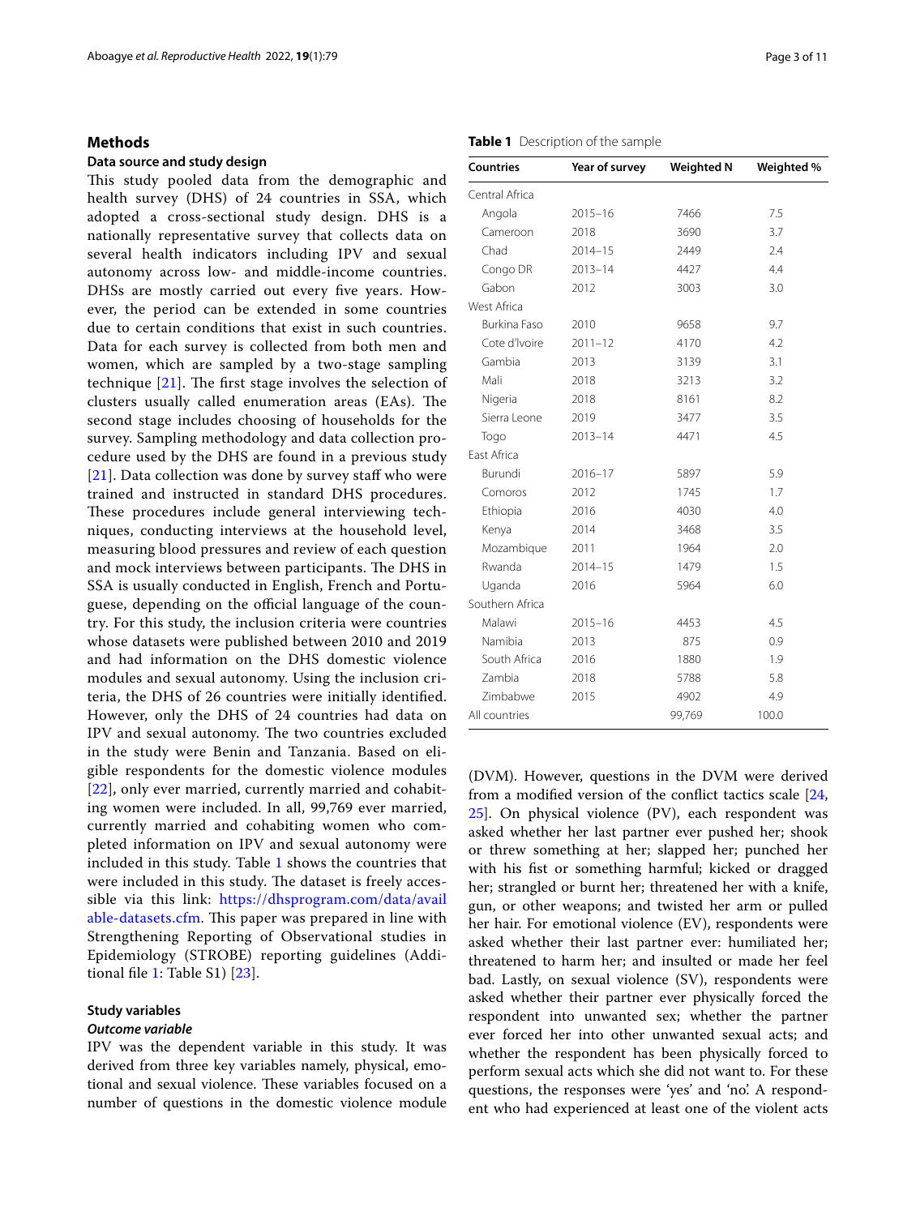## Methods

### Data source and study design

This study pooled data from the demographic and health survey (DHS) of 24 countries in SSA, which adopted a cross-sectional study design. DHS is a nationally representative survey that collects data on several health indicators including IPV and sexual autonomy across low- and middle-income countries. DHSs are mostly carried out every five years. However, the period can be extended in some countries due to certain conditions that exist in such countries. Data for each survey is collected from both men and women, which are sampled by a two-stage sampling technique [21]. The first stage involves the selection of clusters usually called enumeration areas (EAs). The second stage includes choosing of households for the survey. Sampling methodology and data collection procedure used by the DHS are found in a previous study [21]. Data collection was done by survey staff who were trained and instructed in standard DHS procedures. These procedures include general interviewing techniques, conducting interviews at the household level, measuring blood pressures and review of each question and mock interviews between participants. The DHS in SSA is usually conducted in English, French and Portuguese, depending on the official language of the country. For this study, the inclusion criteria were countries whose datasets were published between 2010 and 2019 and had information on the DHS domestic violence modules and sexual autonomy. Using the inclusion criteria, the DHS of 26 countries were initially identified. However, only the DHS of 24 countries had data on IPV and sexual autonomy. The two countries excluded in the study were Benin and Tanzania. Based on eligible respondents for the domestic violence modules [22], only ever married, currently married and cohabiting women were included. In all, 99,769 ever married, currently married and cohabiting women who completed information on IPV and sexual autonomy were included in this study. Table 1 shows the countries that were included in this study. The dataset is freely accessible via this link: https://dhsprogram.com/data/available-datasets.cfm. This paper was prepared in line with Strengthening Reporting of Observational studies in Epidemiology (STROBE) reporting guidelines (Additional file 1: Table S1) [23].

**Table 1** Description of the sample

| Countries | Year of survey | Weighted N | Weighted % |
|---|---|---|---|
| Central Africa | | | |
| Angola | 2015–16 | 7466 | 7.5 |
| Cameroon | 2018 | 3690 | 3.7 |
| Chad | 2014–15 | 2449 | 2.4 |
| Congo DR | 2013–14 | 4427 | 4.4 |
| Gabon | 2012 | 3003 | 3.0 |
| West Africa | | | |
| Burkina Faso | 2010 | 9658 | 9.7 |
| Cote d'Ivoire | 2011–12 | 4170 | 4.2 |
| Gambia | 2013 | 3139 | 3.1 |
| Mali | 2018 | 3213 | 3.2 |
| Nigeria | 2018 | 8161 | 8.2 |
| Sierra Leone | 2019 | 3477 | 3.5 |
| Togo | 2013–14 | 4471 | 4.5 |
| East Africa | | | |
| Burundi | 2016–17 | 5897 | 5.9 |
| Comoros | 2012 | 1745 | 1.7 |
| Ethiopia | 2016 | 4030 | 4.0 |
| Kenya | 2014 | 3468 | 3.5 |
| Mozambique | 2011 | 1964 | 2.0 |
| Rwanda | 2014–15 | 1479 | 1.5 |
| Uganda | 2016 | 5964 | 6.0 |
| Southern Africa | | | |
| Malawi | 2015–16 | 4453 | 4.5 |
| Namibia | 2013 | 875 | 0.9 |
| South Africa | 2016 | 1880 | 1.9 |
| Zambia | 2018 | 5788 | 5.8 |
| Zimbabwe | 2015 | 4902 | 4.9 |
| All countries | | 99,769 | 100.0 |

### Study variables

#### *Outcome variable*

IPV was the dependent variable in this study. It was derived from three key variables namely, physical, emotional and sexual violence. These variables focused on a number of questions in the domestic violence module (DVM). However, questions in the DVM were derived from a modified version of the conflict tactics scale [24, 25]. On physical violence (PV), each respondent was asked whether her last partner ever pushed her; shook or threw something at her; slapped her; punched her with his fist or something harmful; kicked or dragged her; strangled or burnt her; threatened her with a knife, gun, or other weapons; and twisted her arm or pulled her hair. For emotional violence (EV), respondents were asked whether their last partner ever: humiliated her; threatened to harm her; and insulted or made her feel bad. Lastly, on sexual violence (SV), respondents were asked whether their partner ever physically forced the respondent into unwanted sex; whether the partner ever forced her into other unwanted sexual acts; and whether the respondent has been physically forced to perform sexual acts which she did not want to. For these questions, the responses were 'yes' and 'no'. A respondent who had experienced at least one of the violent acts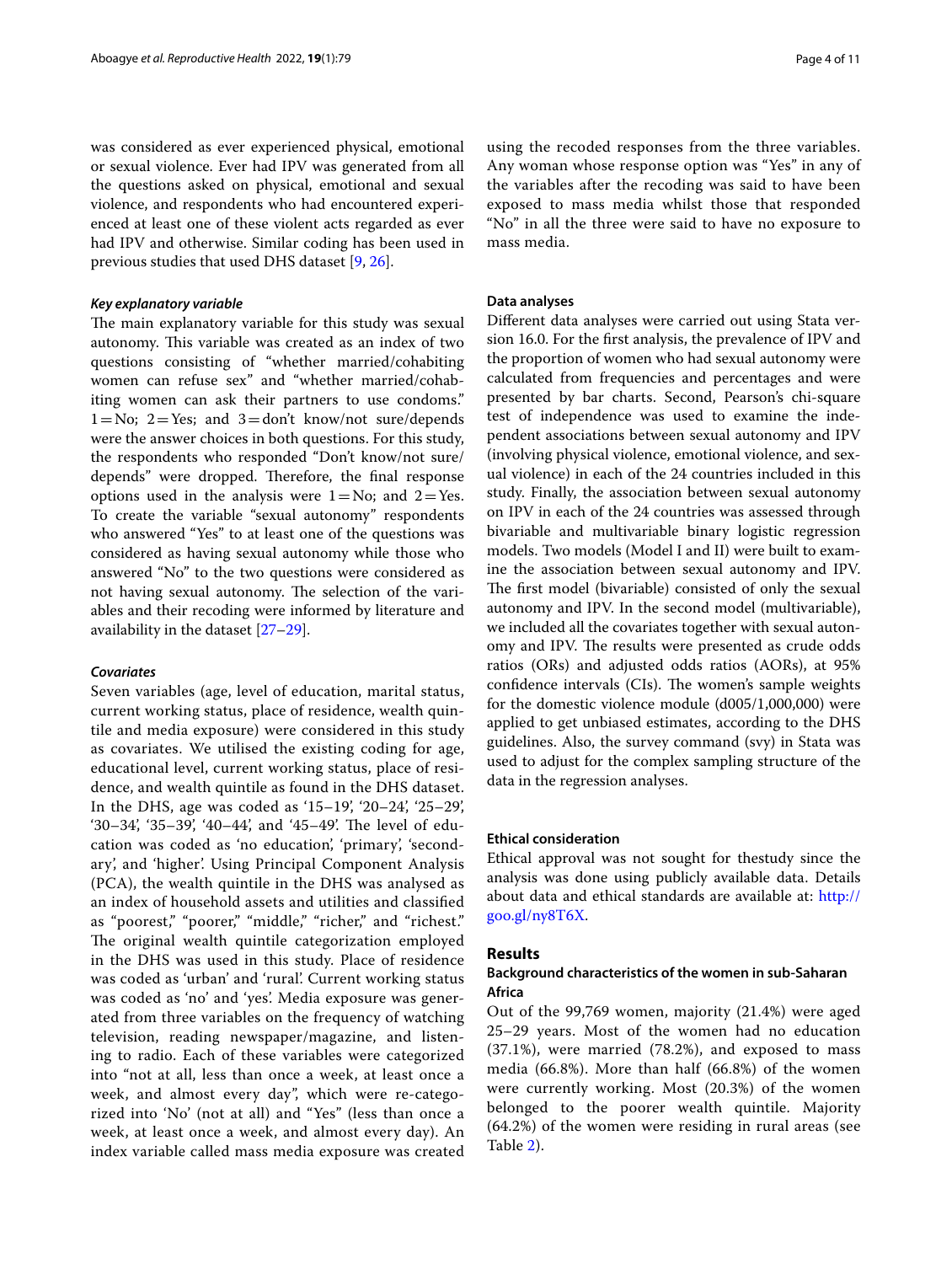was considered as ever experienced physical, emotional or sexual violence. Ever had IPV was generated from all the questions asked on physical, emotional and sexual violence, and respondents who had encountered experienced at least one of these violent acts regarded as ever had IPV and otherwise. Similar coding has been used in previous studies that used DHS dataset [9, 26].

### *Key explanatory variable*

The main explanatory variable for this study was sexual autonomy. This variable was created as an index of two questions consisting of "whether married/cohabiting women can refuse sex" and "whether married/cohabiting women can ask their partners to use condoms." 1 = No; 2 = Yes; and 3 = don't know/not sure/depends were the answer choices in both questions. For this study, the respondents who responded "Don't know/not sure/depends" were dropped. Therefore, the final response options used in the analysis were 1 = No; and 2 = Yes. To create the variable "sexual autonomy" respondents who answered "Yes" to at least one of the questions was considered as having sexual autonomy while those who answered "No" to the two questions were considered as not having sexual autonomy. The selection of the variables and their recoding were informed by literature and availability in the dataset [27–29].

### *Covariates*

Seven variables (age, level of education, marital status, current working status, place of residence, wealth quintile and media exposure) were considered in this study as covariates. We utilised the existing coding for age, educational level, current working status, place of residence, and wealth quintile as found in the DHS dataset. In the DHS, age was coded as '15–19', '20–24', '25–29', '30–34', '35–39', '40–44', and '45–49'. The level of education was coded as 'no education', 'primary', 'secondary', and 'higher'. Using Principal Component Analysis (PCA), the wealth quintile in the DHS was analysed as an index of household assets and utilities and classified as "poorest," "poorer," "middle," "richer," and "richest." The original wealth quintile categorization employed in the DHS was used in this study. Place of residence was coded as 'urban' and 'rural'. Current working status was coded as 'no' and 'yes'. Media exposure was generated from three variables on the frequency of watching television, reading newspaper/magazine, and listening to radio. Each of these variables were categorized into "not at all, less than once a week, at least once a week, and almost every day", which were re-categorized into 'No' (not at all) and "Yes" (less than once a week, at least once a week, and almost every day). An index variable called mass media exposure was created using the recoded responses from the three variables. Any woman whose response option was "Yes" in any of the variables after the recoding was said to have been exposed to mass media whilst those that responded "No" in all the three were said to have no exposure to mass media.

### Data analyses

Different data analyses were carried out using Stata version 16.0. For the first analysis, the prevalence of IPV and the proportion of women who had sexual autonomy were calculated from frequencies and percentages and were presented by bar charts. Second, Pearson's chi-square test of independence was used to examine the independent associations between sexual autonomy and IPV (involving physical violence, emotional violence, and sexual violence) in each of the 24 countries included in this study. Finally, the association between sexual autonomy on IPV in each of the 24 countries was assessed through bivariable and multivariable binary logistic regression models. Two models (Model I and II) were built to examine the association between sexual autonomy and IPV. The first model (bivariable) consisted of only the sexual autonomy and IPV. In the second model (multivariable), we included all the covariates together with sexual autonomy and IPV. The results were presented as crude odds ratios (ORs) and adjusted odds ratios (AORs), at 95% confidence intervals (CIs). The women's sample weights for the domestic violence module (d005/1,000,000) were applied to get unbiased estimates, according to the DHS guidelines. Also, the survey command (svy) in Stata was used to adjust for the complex sampling structure of the data in the regression analyses.

### Ethical consideration

Ethical approval was not sought for thestudy since the analysis was done using publicly available data. Details about data and ethical standards are available at: http://goo.gl/ny8T6X.

## Results

### Background characteristics of the women in sub-Saharan Africa

Out of the 99,769 women, majority (21.4%) were aged 25–29 years. Most of the women had no education (37.1%), were married (78.2%), and exposed to mass media (66.8%). More than half (66.8%) of the women were currently working. Most (20.3%) of the women belonged to the poorer wealth quintile. Majority (64.2%) of the women were residing in rural areas (see Table 2).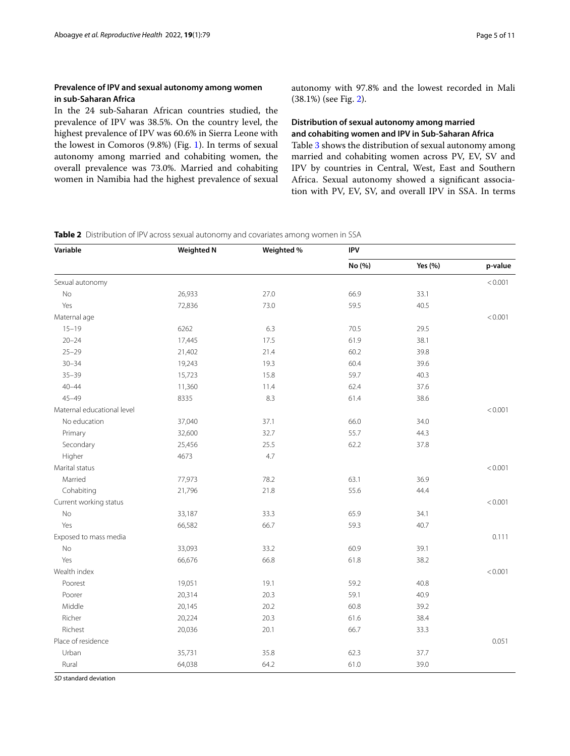### Prevalence of IPV and sexual autonomy among women in sub-Saharan Africa

In the 24 sub-Saharan African countries studied, the prevalence of IPV was 38.5%. On the country level, the highest prevalence of IPV was 60.6% in Sierra Leone with the lowest in Comoros (9.8%) (Fig. 1). In terms of sexual autonomy among married and cohabiting women, the overall prevalence was 73.0%. Married and cohabiting women in Namibia had the highest prevalence of sexual autonomy with 97.8% and the lowest recorded in Mali (38.1%) (see Fig. 2).

### Distribution of sexual autonomy among married and cohabiting women and IPV in Sub-Saharan Africa

Table 3 shows the distribution of sexual autonomy among married and cohabiting women across PV, EV, SV and IPV by countries in Central, West, East and Southern Africa. Sexual autonomy showed a significant association with PV, EV, SV, and overall IPV in SSA. In terms

**Table 2** Distribution of IPV across sexual autonomy and covariates among women in SSA

| Variable | Weighted N | Weighted % | IPV | | |
|---|---|---|---|---|---|
| | | | No (%) | Yes (%) | p-value |
| Sexual autonomy | | | | | < 0.001 |
| No | 26,933 | 27.0 | 66.9 | 33.1 | |
| Yes | 72,836 | 73.0 | 59.5 | 40.5 | |
| Maternal age | | | | | < 0.001 |
| 15–19 | 6262 | 6.3 | 70.5 | 29.5 | |
| 20–24 | 17,445 | 17.5 | 61.9 | 38.1 | |
| 25–29 | 21,402 | 21.4 | 60.2 | 39.8 | |
| 30–34 | 19,243 | 19.3 | 60.4 | 39.6 | |
| 35–39 | 15,723 | 15.8 | 59.7 | 40.3 | |
| 40–44 | 11,360 | 11.4 | 62.4 | 37.6 | |
| 45–49 | 8335 | 8.3 | 61.4 | 38.6 | |
| Maternal educational level | | | | | < 0.001 |
| No education | 37,040 | 37.1 | 66.0 | 34.0 | |
| Primary | 32,600 | 32.7 | 55.7 | 44.3 | |
| Secondary | 25,456 | 25.5 | 62.2 | 37.8 | |
| Higher | 4673 | 4.7 | | | |
| Marital status | | | | | < 0.001 |
| Married | 77,973 | 78.2 | 63.1 | 36.9 | |
| Cohabiting | 21,796 | 21.8 | 55.6 | 44.4 | |
| Current working status | | | | | < 0.001 |
| No | 33,187 | 33.3 | 65.9 | 34.1 | |
| Yes | 66,582 | 66.7 | 59.3 | 40.7 | |
| Exposed to mass media | | | | | 0.111 |
| No | 33,093 | 33.2 | 60.9 | 39.1 | |
| Yes | 66,676 | 66.8 | 61.8 | 38.2 | |
| Wealth index | | | | | < 0.001 |
| Poorest | 19,051 | 19.1 | 59.2 | 40.8 | |
| Poorer | 20,314 | 20.3 | 59.1 | 40.9 | |
| Middle | 20,145 | 20.2 | 60.8 | 39.2 | |
| Richer | 20,224 | 20.3 | 61.6 | 38.4 | |
| Richest | 20,036 | 20.1 | 66.7 | 33.3 | |
| Place of residence | | | | | 0.051 |
| Urban | 35,731 | 35.8 | 62.3 | 37.7 | |
| Rural | 64,038 | 64.2 | 61.0 | 39.0 | |

*SD* standard deviation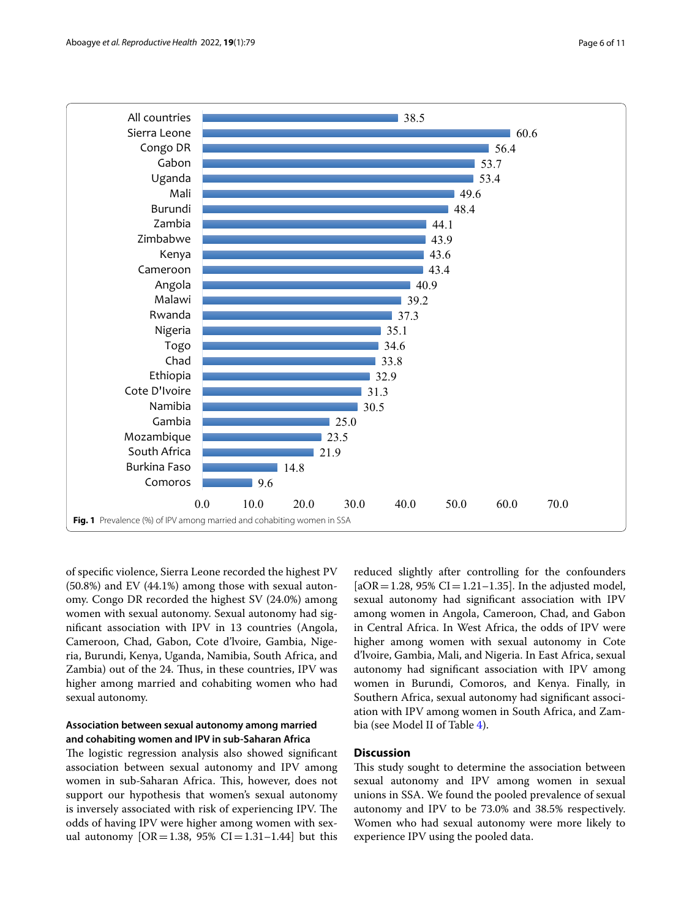| Country | Prevalence (%) |
|---|---|
| All countries | 38.5 |
| Sierra Leone | 60.6 |
| Congo DR | 56.4 |
| Gabon | 53.7 |
| Uganda | 53.4 |
| Mali | 49.6 |
| Burundi | 48.4 |
| Zambia | 44.1 |
| Zimbabwe | 43.9 |
| Kenya | 43.6 |
| Cameroon | 43.4 |
| Angola | 40.9 |
| Malawi | 39.2 |
| Rwanda | 37.3 |
| Nigeria | 35.1 |
| Togo | 34.6 |
| Chad | 33.8 |
| Ethiopia | 32.9 |
| Cote D'Ivoire | 31.3 |
| Namibia | 30.5 |
| Gambia | 25.0 |
| Mozambique | 23.5 |
| South Africa | 21.9 |
| Burkina Faso | 14.8 |
| Comoros | 9.6 |

**Fig. 1** Prevalence (%) of IPV among married and cohabiting women in SSA

of specific violence, Sierra Leone recorded the highest PV (50.8%) and EV (44.1%) among those with sexual autonomy. Congo DR recorded the highest SV (24.0%) among women with sexual autonomy. Sexual autonomy had significant association with IPV in 13 countries (Angola, Cameroon, Chad, Gabon, Cote d'Ivoire, Gambia, Nigeria, Burundi, Kenya, Uganda, Namibia, South Africa, and Zambia) out of the 24. Thus, in these countries, IPV was higher among married and cohabiting women who had sexual autonomy.

### Association between sexual autonomy among married and cohabiting women and IPV in sub-Saharan Africa

The logistic regression analysis also showed significant association between sexual autonomy and IPV among women in sub-Saharan Africa. This, however, does not support our hypothesis that women's sexual autonomy is inversely associated with risk of experiencing IPV. The odds of having IPV were higher among women with sexual autonomy [OR = 1.38, 95% CI = 1.31–1.44] but this reduced slightly after controlling for the confounders [aOR = 1.28, 95% CI = 1.21–1.35]. In the adjusted model, sexual autonomy had significant association with IPV among women in Angola, Cameroon, Chad, and Gabon in Central Africa. In West Africa, the odds of IPV were higher among women with sexual autonomy in Cote d'Ivoire, Gambia, Mali, and Nigeria. In East Africa, sexual autonomy had significant association with IPV among women in Burundi, Comoros, and Kenya. Finally, in Southern Africa, sexual autonomy had significant association with IPV among women in South Africa, and Zambia (see Model II of Table 4).

## Discussion

This study sought to determine the association between sexual autonomy and IPV among women in sexual unions in SSA. We found the pooled prevalence of sexual autonomy and IPV to be 73.0% and 38.5% respectively. Women who had sexual autonomy were more likely to experience IPV using the pooled data.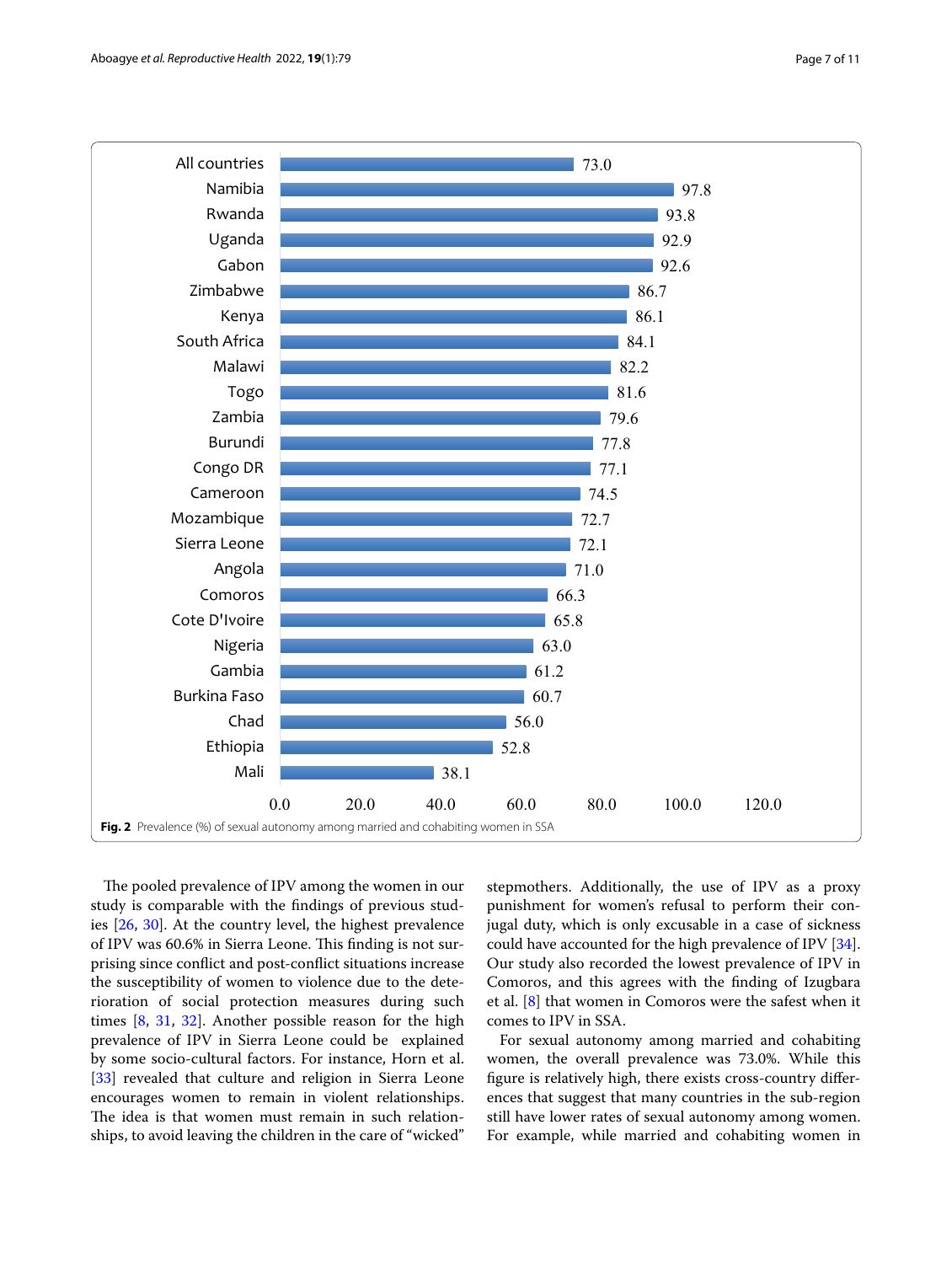| Country | Prevalence (%) |
| --- | --- |
| All countries | 73.0 |
| Namibia | 97.8 |
| Rwanda | 93.8 |
| Uganda | 92.9 |
| Gabon | 92.6 |
| Zimbabwe | 86.7 |
| Kenya | 86.1 |
| South Africa | 84.1 |
| Malawi | 82.2 |
| Togo | 81.6 |
| Zambia | 79.6 |
| Burundi | 77.8 |
| Congo DR | 77.1 |
| Cameroon | 74.5 |
| Mozambique | 72.7 |
| Sierra Leone | 72.1 |
| Angola | 71.0 |
| Comoros | 66.3 |
| Cote D'Ivoire | 65.8 |
| Nigeria | 63.0 |
| Gambia | 61.2 |
| Burkina Faso | 60.7 |
| Chad | 56.0 |
| Ethiopia | 52.8 |
| Mali | 38.1 |

**Fig. 2** Prevalence (%) of sexual autonomy among married and cohabiting women in SSA

The pooled prevalence of IPV among the women in our study is comparable with the findings of previous studies [26, 30]. At the country level, the highest prevalence of IPV was 60.6% in Sierra Leone. This finding is not surprising since conflict and post-conflict situations increase the susceptibility of women to violence due to the deterioration of social protection measures during such times [8, 31, 32]. Another possible reason for the high prevalence of IPV in Sierra Leone could be explained by some socio-cultural factors. For instance, Horn et al. [33] revealed that culture and religion in Sierra Leone encourages women to remain in violent relationships. The idea is that women must remain in such relationships, to avoid leaving the children in the care of "wicked" stepmothers. Additionally, the use of IPV as a proxy punishment for women's refusal to perform their conjugal duty, which is only excusable in a case of sickness could have accounted for the high prevalence of IPV [34]. Our study also recorded the lowest prevalence of IPV in Comoros, and this agrees with the finding of Izugbara et al. [8] that women in Comoros were the safest when it comes to IPV in SSA.

For sexual autonomy among married and cohabiting women, the overall prevalence was 73.0%. While this figure is relatively high, there exists cross-country differences that suggest that many countries in the sub-region still have lower rates of sexual autonomy among women. For example, while married and cohabiting women in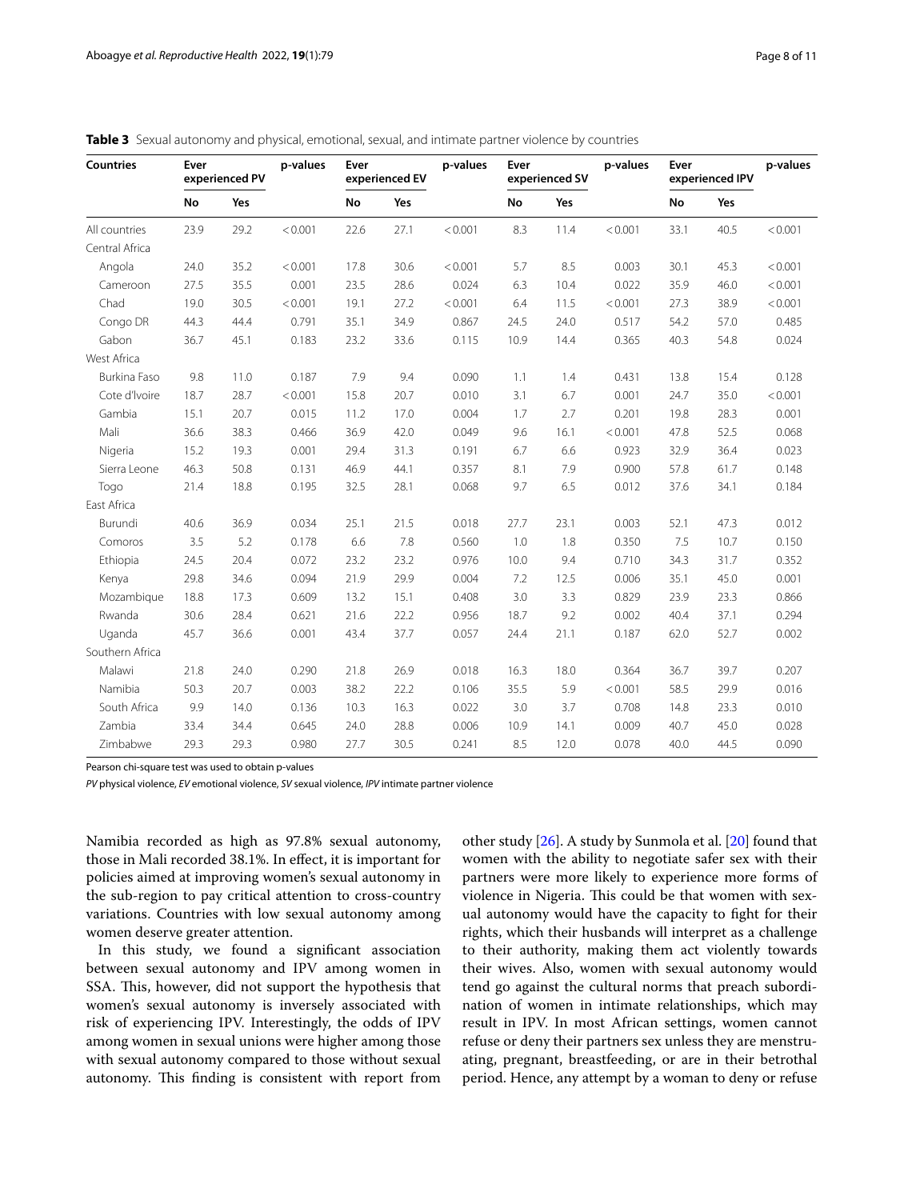**Table 3** Sexual autonomy and physical, emotional, sexual, and intimate partner violence by countries

| Countries | Ever experienced PV | | p-values | Ever experienced EV | | p-values | Ever experienced SV | | p-values | Ever experienced IPV | | p-values |
|---|---|---|---|---|---|---|---|---|---|---|---|---|
| | No | Yes | | No | Yes | | No | Yes | | No | Yes | |
| All countries | 23.9 | 29.2 | < 0.001 | 22.6 | 27.1 | < 0.001 | 8.3 | 11.4 | < 0.001 | 33.1 | 40.5 | < 0.001 |
| Central Africa | | | | | | | | | | | | |
| Angola | 24.0 | 35.2 | < 0.001 | 17.8 | 30.6 | < 0.001 | 5.7 | 8.5 | 0.003 | 30.1 | 45.3 | < 0.001 |
| Cameroon | 27.5 | 35.5 | 0.001 | 23.5 | 28.6 | 0.024 | 6.3 | 10.4 | 0.022 | 35.9 | 46.0 | < 0.001 |
| Chad | 19.0 | 30.5 | < 0.001 | 19.1 | 27.2 | < 0.001 | 6.4 | 11.5 | < 0.001 | 27.3 | 38.9 | < 0.001 |
| Congo DR | 44.3 | 44.4 | 0.791 | 35.1 | 34.9 | 0.867 | 24.5 | 24.0 | 0.517 | 54.2 | 57.0 | 0.485 |
| Gabon | 36.7 | 45.1 | 0.183 | 23.2 | 33.6 | 0.115 | 10.9 | 14.4 | 0.365 | 40.3 | 54.8 | 0.024 |
| West Africa | | | | | | | | | | | | |
| Burkina Faso | 9.8 | 11.0 | 0.187 | 7.9 | 9.4 | 0.090 | 1.1 | 1.4 | 0.431 | 13.8 | 15.4 | 0.128 |
| Cote d'Ivoire | 18.7 | 28.7 | < 0.001 | 15.8 | 20.7 | 0.010 | 3.1 | 6.7 | 0.001 | 24.7 | 35.0 | < 0.001 |
| Gambia | 15.1 | 20.7 | 0.015 | 11.2 | 17.0 | 0.004 | 1.7 | 2.7 | 0.201 | 19.8 | 28.3 | 0.001 |
| Mali | 36.6 | 38.3 | 0.466 | 36.9 | 42.0 | 0.049 | 9.6 | 16.1 | < 0.001 | 47.8 | 52.5 | 0.068 |
| Nigeria | 15.2 | 19.3 | 0.001 | 29.4 | 31.3 | 0.191 | 6.7 | 6.6 | 0.923 | 32.9 | 36.4 | 0.023 |
| Sierra Leone | 46.3 | 50.8 | 0.131 | 46.9 | 44.1 | 0.357 | 8.1 | 7.9 | 0.900 | 57.8 | 61.7 | 0.148 |
| Togo | 21.4 | 18.8 | 0.195 | 32.5 | 28.1 | 0.068 | 9.7 | 6.5 | 0.012 | 37.6 | 34.1 | 0.184 |
| East Africa | | | | | | | | | | | | |
| Burundi | 40.6 | 36.9 | 0.034 | 25.1 | 21.5 | 0.018 | 27.7 | 23.1 | 0.003 | 52.1 | 47.3 | 0.012 |
| Comoros | 3.5 | 5.2 | 0.178 | 6.6 | 7.8 | 0.560 | 1.0 | 1.8 | 0.350 | 7.5 | 10.7 | 0.150 |
| Ethiopia | 24.5 | 20.4 | 0.072 | 23.2 | 23.2 | 0.976 | 10.0 | 9.4 | 0.710 | 34.3 | 31.7 | 0.352 |
| Kenya | 29.8 | 34.6 | 0.094 | 21.9 | 29.9 | 0.004 | 7.2 | 12.5 | 0.006 | 35.1 | 45.0 | 0.001 |
| Mozambique | 18.8 | 17.3 | 0.609 | 13.2 | 15.1 | 0.408 | 3.0 | 3.3 | 0.829 | 23.9 | 23.3 | 0.866 |
| Rwanda | 30.6 | 28.4 | 0.621 | 21.6 | 22.2 | 0.956 | 18.7 | 9.2 | 0.002 | 40.4 | 37.1 | 0.294 |
| Uganda | 45.7 | 36.6 | 0.001 | 43.4 | 37.7 | 0.057 | 24.4 | 21.1 | 0.187 | 62.0 | 52.7 | 0.002 |
| Southern Africa | | | | | | | | | | | | |
| Malawi | 21.8 | 24.0 | 0.290 | 21.8 | 26.9 | 0.018 | 16.3 | 18.0 | 0.364 | 36.7 | 39.7 | 0.207 |
| Namibia | 50.3 | 20.7 | 0.003 | 38.2 | 22.2 | 0.106 | 35.5 | 5.9 | < 0.001 | 58.5 | 29.9 | 0.016 |
| South Africa | 9.9 | 14.0 | 0.136 | 10.3 | 16.3 | 0.022 | 3.0 | 3.7 | 0.708 | 14.8 | 23.3 | 0.010 |
| Zambia | 33.4 | 34.4 | 0.645 | 24.0 | 28.8 | 0.006 | 10.9 | 14.1 | 0.009 | 40.7 | 45.0 | 0.028 |
| Zimbabwe | 29.3 | 29.3 | 0.980 | 27.7 | 30.5 | 0.241 | 8.5 | 12.0 | 0.078 | 40.0 | 44.5 | 0.090 |

Pearson chi-square test was used to obtain p-values

*PV* physical violence, *EV* emotional violence, *SV* sexual violence, *IPV* intimate partner violence

Namibia recorded as high as 97.8% sexual autonomy, those in Mali recorded 38.1%. In effect, it is important for policies aimed at improving women's sexual autonomy in the sub-region to pay critical attention to cross-country variations. Countries with low sexual autonomy among women deserve greater attention.

In this study, we found a significant association between sexual autonomy and IPV among women in SSA. This, however, did not support the hypothesis that women's sexual autonomy is inversely associated with risk of experiencing IPV. Interestingly, the odds of IPV among women in sexual unions were higher among those with sexual autonomy compared to those without sexual autonomy. This finding is consistent with report from other study [26]. A study by Sunmola et al. [20] found that women with the ability to negotiate safer sex with their partners were more likely to experience more forms of violence in Nigeria. This could be that women with sexual autonomy would have the capacity to fight for their rights, which their husbands will interpret as a challenge to their authority, making them act violently towards their wives. Also, women with sexual autonomy would tend go against the cultural norms that preach subordination of women in intimate relationships, which may result in IPV. In most African settings, women cannot refuse or deny their partners sex unless they are menstruating, pregnant, breastfeeding, or are in their betrothal period. Hence, any attempt by a woman to deny or refuse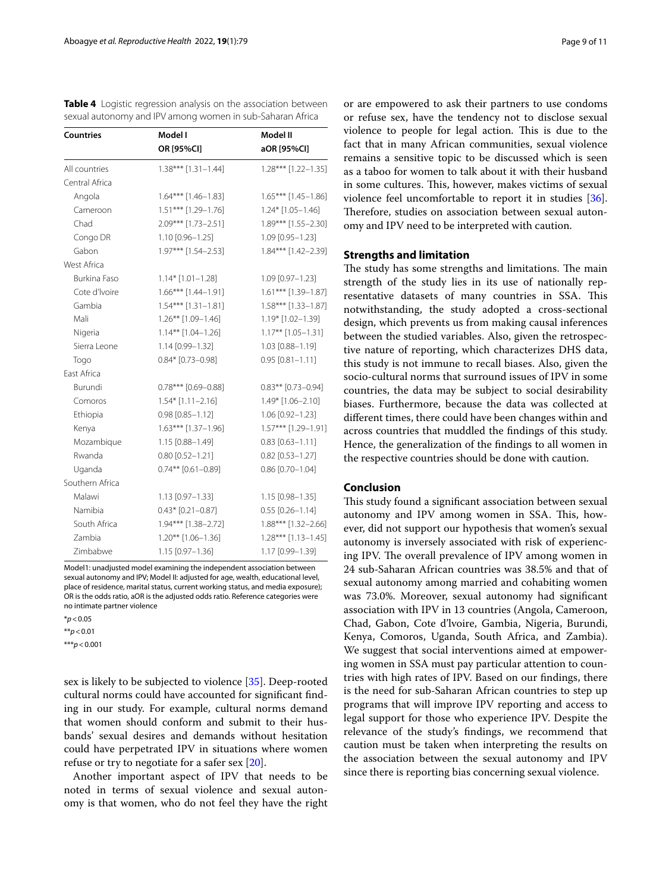**Table 4** Logistic regression analysis on the association between sexual autonomy and IPV among women in sub-Saharan Africa

| Countries | Model I OR [95%CI] | Model II aOR [95%CI] |
|---|---|---|
| All countries | 1.38*** [1.31–1.44] | 1.28*** [1.22–1.35] |
| Central Africa | | |
| Angola | 1.64*** [1.46–1.83] | 1.65*** [1.45–1.86] |
| Cameroon | 1.51*** [1.29–1.76] | 1.24* [1.05–1.46] |
| Chad | 2.09*** [1.73–2.51] | 1.89*** [1.55–2.30] |
| Congo DR | 1.10 [0.96–1.25] | 1.09 [0.95–1.23] |
| Gabon | 1.97*** [1.54–2.53] | 1.84*** [1.42–2.39] |
| West Africa | | |
| Burkina Faso | 1.14* [1.01–1.28] | 1.09 [0.97–1.23] |
| Cote d'Ivoire | 1.66*** [1.44–1.91] | 1.61*** [1.39–1.87] |
| Gambia | 1.54*** [1.31–1.81] | 1.58*** [1.33–1.87] |
| Mali | 1.26** [1.09–1.46] | 1.19* [1.02–1.39] |
| Nigeria | 1.14** [1.04–1.26] | 1.17** [1.05–1.31] |
| Sierra Leone | 1.14 [0.99–1.32] | 1.03 [0.88–1.19] |
| Togo | 0.84* [0.73–0.98] | 0.95 [0.81–1.11] |
| East Africa | | |
| Burundi | 0.78*** [0.69–0.88] | 0.83** [0.73–0.94] |
| Comoros | 1.54* [1.11–2.16] | 1.49* [1.06–2.10] |
| Ethiopia | 0.98 [0.85–1.12] | 1.06 [0.92–1.23] |
| Kenya | 1.63*** [1.37–1.96] | 1.57*** [1.29–1.91] |
| Mozambique | 1.15 [0.88–1.49] | 0.83 [0.63–1.11] |
| Rwanda | 0.80 [0.52–1.21] | 0.82 [0.53–1.27] |
| Uganda | 0.74** [0.61–0.89] | 0.86 [0.70–1.04] |
| Southern Africa | | |
| Malawi | 1.13 [0.97–1.33] | 1.15 [0.98–1.35] |
| Namibia | 0.43* [0.21–0.87] | 0.55 [0.26–1.14] |
| South Africa | 1.94*** [1.38–2.72] | 1.88*** [1.32–2.66] |
| Zambia | 1.20** [1.06–1.36] | 1.28*** [1.13–1.45] |
| Zimbabwe | 1.15 [0.97–1.36] | 1.17 [0.99–1.39] |

Model1: unadjusted model examining the independent association between sexual autonomy and IPV; Model II: adjusted for age, wealth, educational level, place of residence, marital status, current working status, and media exposure); OR is the odds ratio, aOR is the adjusted odds ratio. Reference categories were no intimate partner violence

*$p < 0.05$

**$p < 0.01$

***$p < 0.001$

sex is likely to be subjected to violence [35]. Deep-rooted cultural norms could have accounted for significant finding in our study. For example, cultural norms demand that women should conform and submit to their husbands' sexual desires and demands without hesitation could have perpetrated IPV in situations where women refuse or try to negotiate for a safer sex [20].

Another important aspect of IPV that needs to be noted in terms of sexual violence and sexual autonomy is that women, who do not feel they have the right or are empowered to ask their partners to use condoms or refuse sex, have the tendency not to disclose sexual violence to people for legal action. This is due to the fact that in many African communities, sexual violence remains a sensitive topic to be discussed which is seen as a taboo for women to talk about it with their husband in some cultures. This, however, makes victims of sexual violence feel uncomfortable to report it in studies [36]. Therefore, studies on association between sexual autonomy and IPV need to be interpreted with caution.

## Strengths and limitation

The study has some strengths and limitations. The main strength of the study lies in its use of nationally representative datasets of many countries in SSA. This notwithstanding, the study adopted a cross-sectional design, which prevents us from making causal inferences between the studied variables. Also, given the retrospective nature of reporting, which characterizes DHS data, this study is not immune to recall biases. Also, given the socio-cultural norms that surround issues of IPV in some countries, the data may be subject to social desirability biases. Furthermore, because the data was collected at different times, there could have been changes within and across countries that muddled the findings of this study. Hence, the generalization of the findings to all women in the respective countries should be done with caution.

## Conclusion

This study found a significant association between sexual autonomy and IPV among women in SSA. This, however, did not support our hypothesis that women's sexual autonomy is inversely associated with risk of experiencing IPV. The overall prevalence of IPV among women in 24 sub-Saharan African countries was 38.5% and that of sexual autonomy among married and cohabiting women was 73.0%. Moreover, sexual autonomy had significant association with IPV in 13 countries (Angola, Cameroon, Chad, Gabon, Cote d'lvoire, Gambia, Nigeria, Burundi, Kenya, Comoros, Uganda, South Africa, and Zambia). We suggest that social interventions aimed at empowering women in SSA must pay particular attention to countries with high rates of IPV. Based on our findings, there is the need for sub-Saharan African countries to step up programs that will improve IPV reporting and access to legal support for those who experience IPV. Despite the relevance of the study's findings, we recommend that caution must be taken when interpreting the results on the association between the sexual autonomy and IPV since there is reporting bias concerning sexual violence.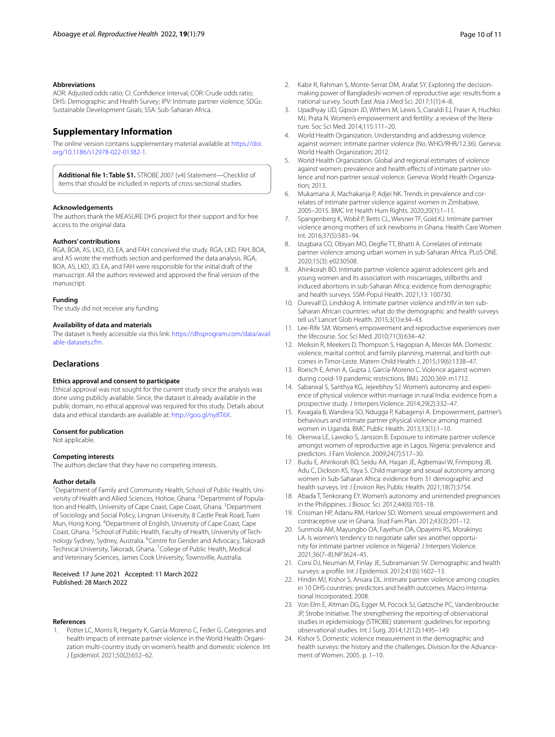#### Abbreviations

AOR: Adjusted odds ratio; CI: Confidence interval; COR: Crude odds ratio; DHS: Demographic and Health Survey; IPV: Intimate partner violence; SDGs: Sustainable Development Goals; SSA: Sub-Saharan Africa.

## Supplementary Information

The online version contains supplementary material available at https://doi.org/10.1186/s12978-022-01382-1.

**Additional file 1: Table S1.** STROBE 2007 (v4) Statement—Checklist of items that should be included in reports of cross-sectional studies.

#### Acknowledgements

The authors thank the MEASURE DHS project for their support and for free access to the original data.

#### Authors' contributions

RGA, BOA, AS, LKD, JO, EA, and FAH conceived the study. RGA, LKD, FAH, BOA, and AS wrote the methods section and performed the data analysis. RGA, BOA, AS, LKD, JO, EA, and FAH were responsible for the initial draft of the manuscript. All the authors reviewed and approved the final version of the manuscript.

#### Funding

The study did not receive any funding.

#### Availability of data and materials

The dataset is freely accessible via this link: https://dhsprogram.com/data/available-datasets.cfm.

### Declarations

#### Ethics approval and consent to participate

Ethical approval was not sought for the current study since the analysis was done using publicly available. Since, the dataset is already available in the public domain, no ethical approval was required for this study. Details about data and ethical standards are available at: http://goo.gl/ny8T6X.

#### Consent for publication

Not applicable.

#### Competing interests

The authors declare that they have no competing interests.

#### Author details

[1]Department of Family and Community Health, School of Public Health, University of Health and Allied Sciences, Hohoe, Ghana. [2]Department of Population and Health, University of Cape Coast, Cape Coast, Ghana. [3]Department of Sociology and Social Policy, Lingnan University, 8 Castle Peak Road, Tuen Mun, Hong Kong. [4]Department of English, University of Cape Coast, Cape Coast, Ghana. [5]School of Public Health, Faculty of Health, University of Technology Sydney, Sydney, Australia. [6]Centre for Gender and Advocacy, Takoradi Technical University, Takoradi, Ghana. [7]College of Public Health, Medical and Veterinary Sciences, James Cook University, Townsville, Australia.

Received: 17 June 2021 Accepted: 11 March 2022
Published: 28 March 2022

#### References

1. Potter LC, Morris R, Hegarty K, García-Moreno C, Feder G. Categories and health impacts of intimate partner violence in the World Health Organization multi-country study on women's health and domestic violence. Int J Epidemiol. 2021;50(2):652–62.
2. Kabir R, Rahman S, Monte-Serrat DM, Arafat SY. Exploring the decision-making power of Bangladeshi women of reproductive age: results from a national survey. South East Asia J Med Sci. 2017;1(1):4–8.
3. Upadhyay UD, Gipson JD, Withers M, Lewis S, Ciaraldi EJ, Fraser A, Huchko MJ, Prata N. Women's empowerment and fertility: a review of the literature. Soc Sci Med. 2014;115:111–20.
4. World Health Organization. Understanding and addressing violence against women: intimate partner violence (No. WHO/RHR/12.36). Geneva: World Health Organization; 2012.
5. World Health Organization. Global and regional estimates of violence against women: prevalence and health effects of intimate partner violence and non-partner sexual violence. Geneva: World Health Organization; 2013.
6. Mukamana JI, Machakanja P, Adjei NK. Trends in prevalence and correlates of intimate partner violence against women in Zimbabwe, 2005–2015. BMC Int Health Hum Rights. 2020;20(1):1–11.
7. Spangenberg K, Wobil P, Betts CL, Wiesner TF, Gold KJ. Intimate partner violence among mothers of sick newborns in Ghana. Health Care Women Int. 2016;37(5):583–94.
8. Izugbara CO, Obiyan MO, Degfie TT, Bhatti A. Correlates of intimate partner violence among urban women in sub-Saharan Africa. PLoS ONE. 2020;15(3): e0230508.
9. Ahinkorah BO. Intimate partner violence against adolescent girls and young women and its association with miscarriages, stillbirths and induced abortions in sub-Saharan Africa: evidence from demographic and health surveys. SSM-Popul Health. 2021;13: 100730.
10. Durevall D, Lindskog A. Intimate partner violence and HIV in ten sub-Saharan African countries: what do the demographic and health surveys tell us? Lancet Glob Health. 2015;3(1):e34–43.
11. Lee-Rife SM. Women's empowerment and reproductive experiences over the lifecourse. Soc Sci Med. 2010;71(3):634–42.
12. Meiksin R, Meekers D, Thompson S, Hagopian A, Mercer MA. Domestic violence, marital control, and family planning, maternal, and birth outcomes in Timor-Leste. Matern Child Health J. 2015;19(6):1338–47.
13. Roesch E, Amin A, Gupta J, García-Moreno C. Violence against women during covid-19 pandemic restrictions. BMJ. 2020;369: m1712.
14. Sabarwal S, Santhya KG, Jejeebhoy SJ. Women's autonomy and experience of physical violence within marriage in rural India: evidence from a prospective study. J Interpers Violence. 2014;29(2):332–47.
15. Kwagala B, Wandera SO, Ndugga P, Kabagenyi A. Empowerment, partner's behaviours and intimate partner physical violence among married women in Uganda. BMC Public Health. 2013;13(1):1–10.
16. Okenwa LE, Lawoko S, Jansson B. Exposure to intimate partner violence amongst women of reproductive age in Lagos, Nigeria: prevalence and predictors. J Fam Violence. 2009;24(7):517–30.
17. Budu E, Ahinkorah BO, Seidu AA, Hagan JE, Agbemavi W, Frimpong JB, Adu C, Dickson KS, Yaya S. Child marriage and sexual autonomy among women in Sub-Saharan Africa: evidence from 31 demographic and health surveys. Int J Environ Res Public Health. 2021;18(7):3754.
18. Abada T, Tenkorang EY. Women's autonomy and unintended pregnancies in the Philippines. J Biosoc Sci. 2012;44(6):703–18.
19. Crissman HP, Adanu RM, Harlow SD. Women's sexual empowerment and contraceptive use in Ghana. Stud Fam Plan. 2012;43(3):201–12.
20. Sunmola AM, Mayungbo OA, Fayehun OA, Opayemi RS, Morakinyo LA. Is women's tendency to negotiate safer sex another opportunity for intimate partner violence in Nigeria? J Interpers Violence. 2021;36(7–8):NP3624–45.
21. Corsi DJ, Neuman M, Finlay JE, Subramanian SV. Demographic and health surveys: a profile. Int J Epidemiol. 2012;41(6):1602–13.
22. Hindin MJ, Kishor S, Ansara DL. Intimate partner violence among couples in 10 DHS countries: predictors and health outcomes. Macro International Incorporated; 2008.
23. Von Elm E, Altman DG, Egger M, Pocock SJ, Gøtzsche PC, Vandenbroucke JP, Strobe Initiative. The strengthening the reporting of observational studies in epidemiology (STROBE) statement: guidelines for reporting observational studies. Int J Surg. 2014;12(12):1495–149.
24. Kishor S. Domestic violence measurement in the demographic and health surveys: the history and the challenges. Division for the Advancement of Women. 2005. p. 1–10.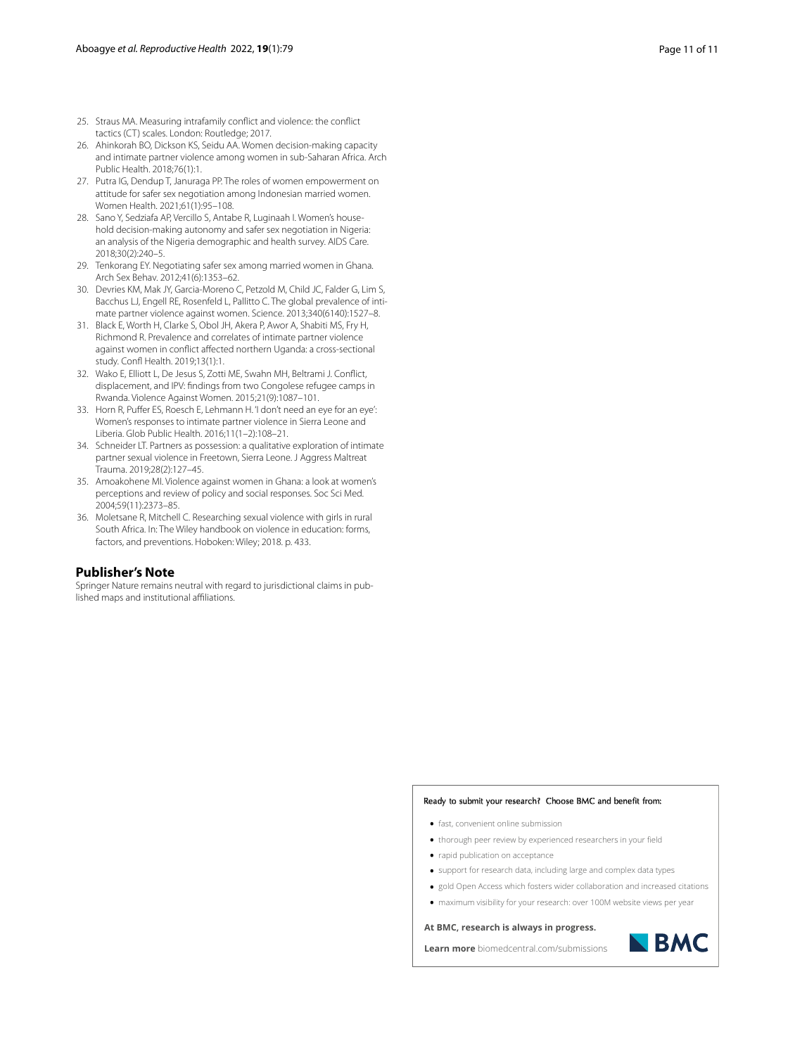25. Straus MA. Measuring intrafamily conflict and violence: the conflict tactics (CT) scales. London: Routledge; 2017.
26. Ahinkorah BO, Dickson KS, Seidu AA. Women decision-making capacity and intimate partner violence among women in sub-Saharan Africa. Arch Public Health. 2018;76(1):1.
27. Putra IG, Dendup T, Januraga PP. The roles of women empowerment on attitude for safer sex negotiation among Indonesian married women. Women Health. 2021;61(1):95–108.
28. Sano Y, Sedziafa AP, Vercillo S, Antabe R, Luginaah I. Women's household decision-making autonomy and safer sex negotiation in Nigeria: an analysis of the Nigeria demographic and health survey. AIDS Care. 2018;30(2):240–5.
29. Tenkorang EY. Negotiating safer sex among married women in Ghana. Arch Sex Behav. 2012;41(6):1353–62.
30. Devries KM, Mak JY, Garcia-Moreno C, Petzold M, Child JC, Falder G, Lim S, Bacchus LJ, Engell RE, Rosenfeld L, Pallitto C. The global prevalence of intimate partner violence against women. Science. 2013;340(6140):1527–8.
31. Black E, Worth H, Clarke S, Obol JH, Akera P, Awor A, Shabiti MS, Fry H, Richmond R. Prevalence and correlates of intimate partner violence against women in conflict affected northern Uganda: a cross-sectional study. Confl Health. 2019;13(1):1.
32. Wako E, Elliott L, De Jesus S, Zotti ME, Swahn MH, Beltrami J. Conflict, displacement, and IPV: findings from two Congolese refugee camps in Rwanda. Violence Against Women. 2015;21(9):1087–101.
33. Horn R, Puffer ES, Roesch E, Lehmann H. 'I don't need an eye for an eye': Women's responses to intimate partner violence in Sierra Leone and Liberia. Glob Public Health. 2016;11(1–2):108–21.
34. Schneider LT. Partners as possession: a qualitative exploration of intimate partner sexual violence in Freetown, Sierra Leone. J Aggress Maltreat Trauma. 2019;28(2):127–45.
35. Amoakohene MI. Violence against women in Ghana: a look at women's perceptions and review of policy and social responses. Soc Sci Med. 2004;59(11):2373–85.
36. Moletsane R, Mitchell C. Researching sexual violence with girls in rural South Africa. In: The Wiley handbook on violence in education: forms, factors, and preventions. Hoboken: Wiley; 2018. p. 433.

## Publisher's Note

Springer Nature remains neutral with regard to jurisdictional claims in published maps and institutional affiliations.

Ready to submit your research? Choose BMC and benefit from:

- fast, convenient online submission
- thorough peer review by experienced researchers in your field
- rapid publication on acceptance
- support for research data, including large and complex data types
- gold Open Access which fosters wider collaboration and increased citations
- maximum visibility for your research: over 100M website views per year

**At BMC, research is always in progress.**

**Learn more** biomedcentral.com/submissions

BMC